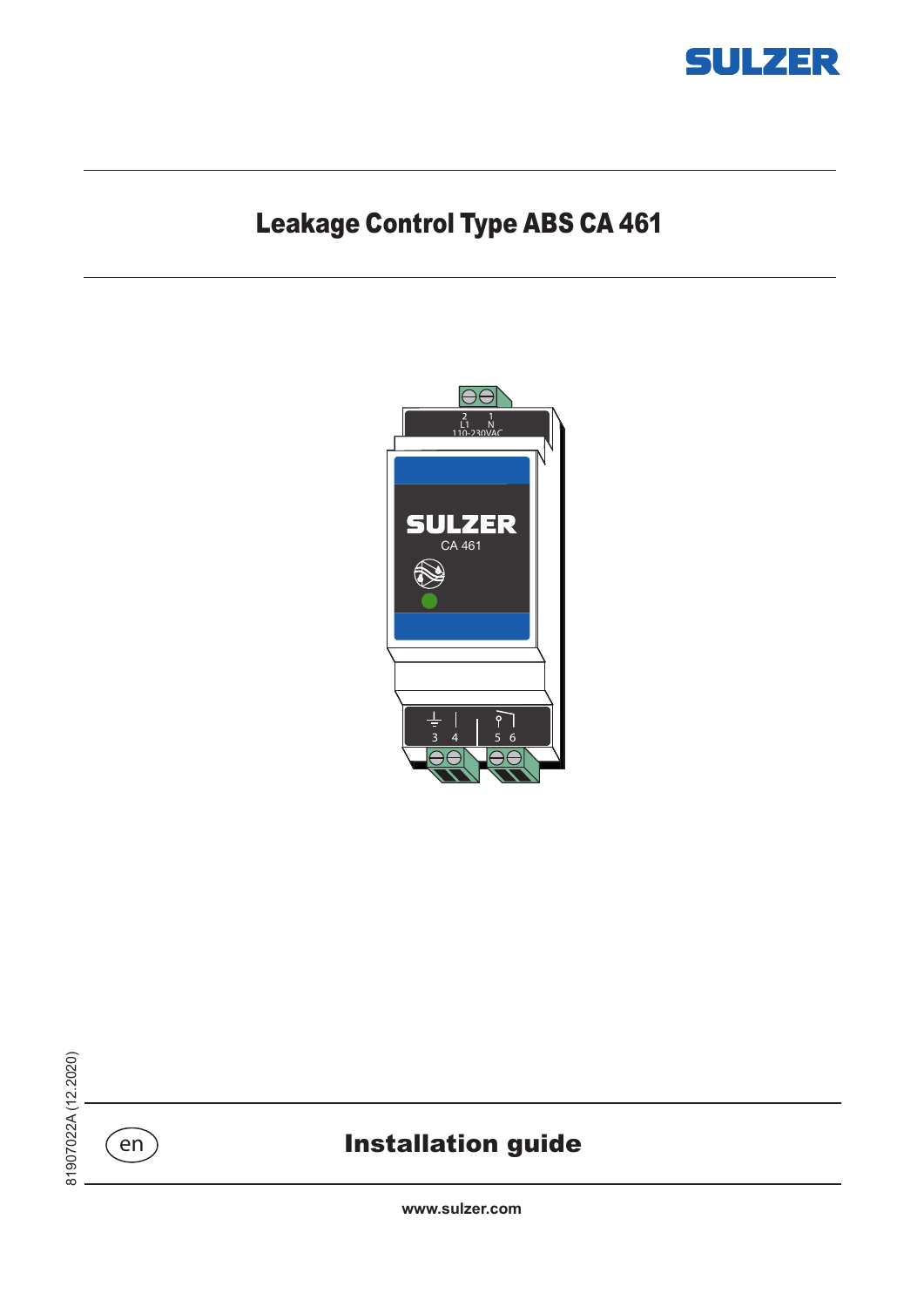SULZER

# Leakage Control Type ABS CA 461

81907022A (12.2020)

en

## Installation guide

www.sulzer.com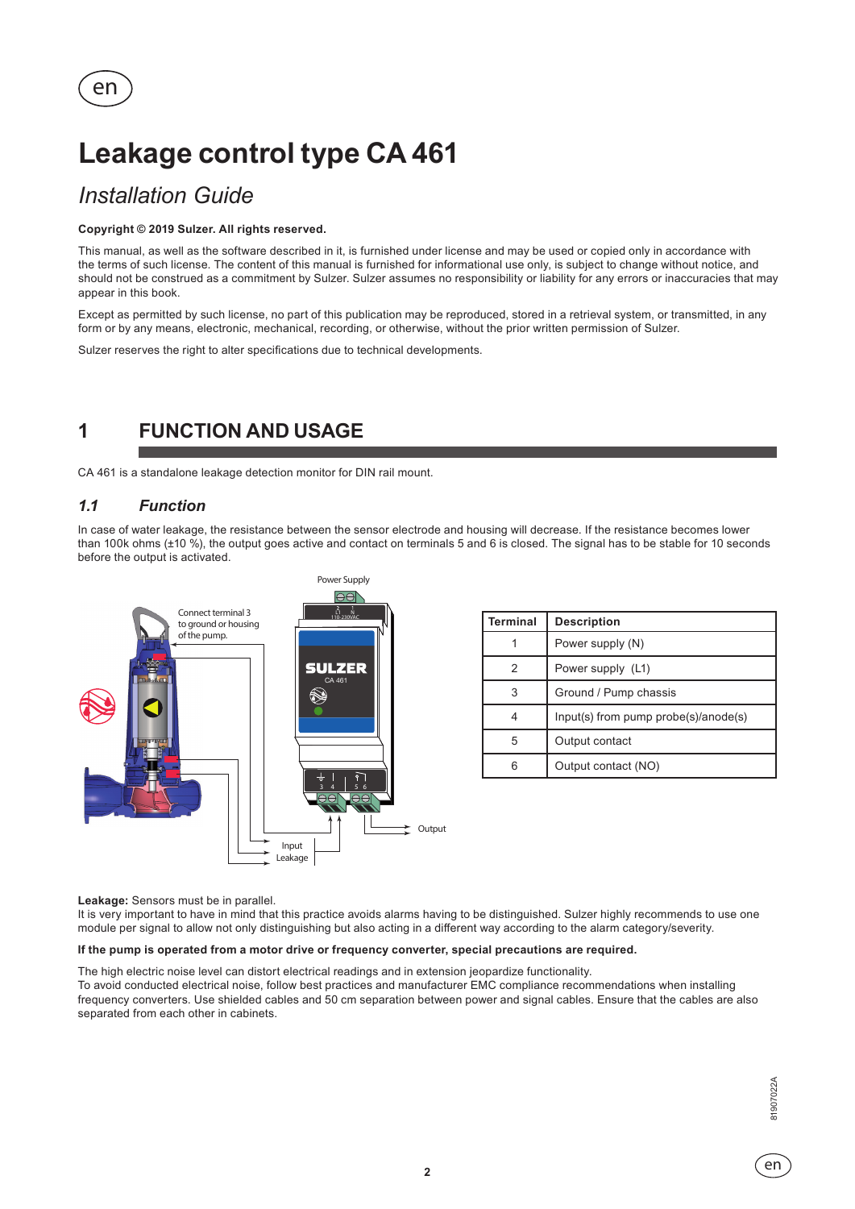# Leakage control type CA 461

## Installation Guide

**Copyright © 2019 Sulzer. All rights reserved.**

This manual, as well as the software described in it, is furnished under license and may be used or copied only in accordance with the terms of such license. The content of this manual is furnished for informational use only, is subject to change without notice, and should not be construed as a commitment by Sulzer. Sulzer assumes no responsibility or liability for any errors or inaccuracies that may appear in this book.

Except as permitted by such license, no part of this publication may be reproduced, stored in a retrieval system, or transmitted, in any form or by any means, electronic, mechanical, recording, or otherwise, without the prior written permission of Sulzer.

Sulzer reserves the right to alter specifications due to technical developments.

# 1 FUNCTION AND USAGE

CA 461 is a standalone leakage detection monitor for DIN rail mount.

## *1.1 Function*

In case of water leakage, the resistance between the sensor electrode and housing will decrease. If the resistance becomes lower than 100k ohms (±10 %), the output goes active and contact on terminals 5 and 6 is closed. The signal has to be stable for 10 seconds before the output is activated.

Power Supply

Connect terminal 3 to ground or housing of the pump.

Output

Input Leakage

| Terminal | Description |
|---|---|
| 1 | Power supply (N) |
| 2 | Power supply (L1) |
| 3 | Ground / Pump chassis |
| 4 | Input(s) from pump probe(s)/anode(s) |
| 5 | Output contact |
| 6 | Output contact (NO) |

**Leakage:** Sensors must be in parallel.
It is very important to have in mind that this practice avoids alarms having to be distinguished. Sulzer highly recommends to use one module per signal to allow not only distinguishing but also acting in a different way according to the alarm category/severity.

**If the pump is operated from a motor drive or frequency converter, special precautions are required.**

The high electric noise level can distort electrical readings and in extension jeopardize functionality.
To avoid conducted electrical noise, follow best practices and manufacturer EMC compliance recommendations when installing frequency converters. Use shielded cables and 50 cm separation between power and signal cables. Ensure that the cables are also separated from each other in cabinets.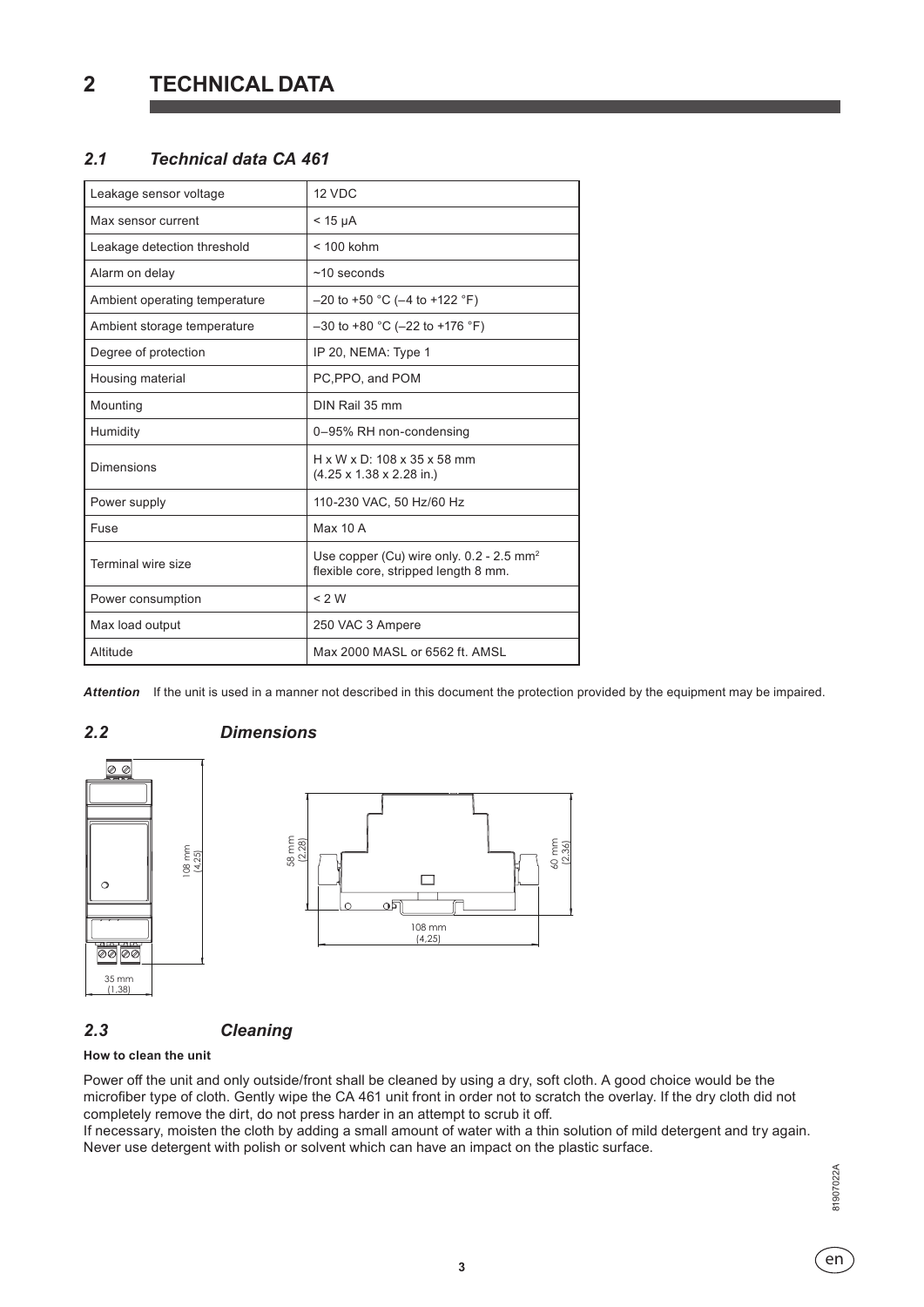# 2 TECHNICAL DATA

## *2.1 Technical data CA 461*

| Leakage sensor voltage | 12 VDC |
|---|---|
| Max sensor current | < 15 µA |
| Leakage detection threshold | < 100 kohm |
| Alarm on delay | ~10 seconds |
| Ambient operating temperature | –20 to +50 °C (–4 to +122 °F) |
| Ambient storage temperature | –30 to +80 °C (–22 to +176 °F) |
| Degree of protection | IP 20, NEMA: Type 1 |
| Housing material | PC,PPO, and POM |
| Mounting | DIN Rail 35 mm |
| Humidity | 0–95% RH non-condensing |
| Dimensions | H x W x D: 108 x 35 x 58 mm (4.25 x 1.38 x 2.28 in.) |
| Power supply | 110-230 VAC, 50 Hz/60 Hz |
| Fuse | Max 10 A |
| Terminal wire size | Use copper (Cu) wire only. 0.2 - 2.5 $mm^2$ flexible core, stripped length 8 mm. |
| Power consumption | < 2 W |
| Max load output | 250 VAC 3 Ampere |
| Altitude | Max 2000 MASL or 6562 ft. AMSL |

***Attention*** If the unit is used in a manner not described in this document the protection provided by the equipment may be impaired.

## *2.2 Dimensions*

108 mm (4,25)

35 mm (1,38)

58 mm (2,28)

60 mm (2,36)

108 mm (4,25)

## *2.3 Cleaning*

**How to clean the unit**

Power off the unit and only outside/front shall be cleaned by using a dry, soft cloth. A good choice would be the microfiber type of cloth. Gently wipe the CA 461 unit front in order not to scratch the overlay. If the dry cloth did not completely remove the dirt, do not press harder in an attempt to scrub it off.

If necessary, moisten the cloth by adding a small amount of water with a thin solution of mild detergent and try again. Never use detergent with polish or solvent which can have an impact on the plastic surface.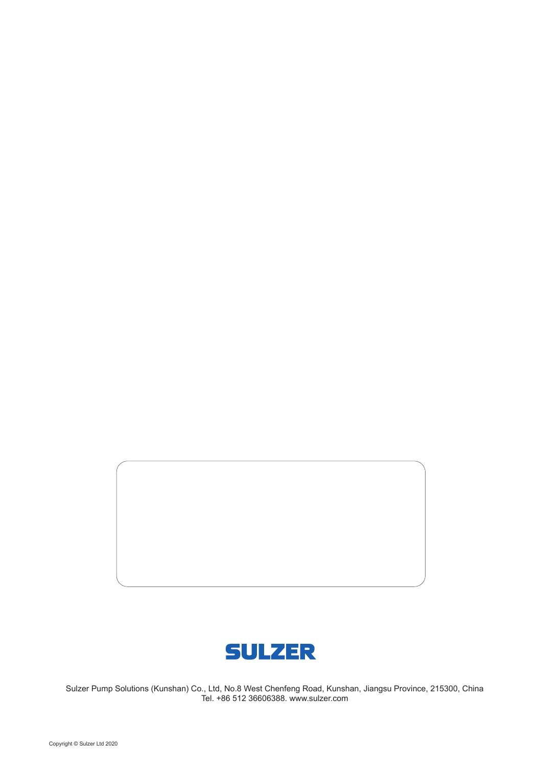SULZER

Sulzer Pump Solutions (Kunshan) Co., Ltd, No.8 West Chenfeng Road, Kunshan, Jiangsu Province, 215300, China
Tel. +86 512 36606388. www.sulzer.com

Copyright © Sulzer Ltd 2020